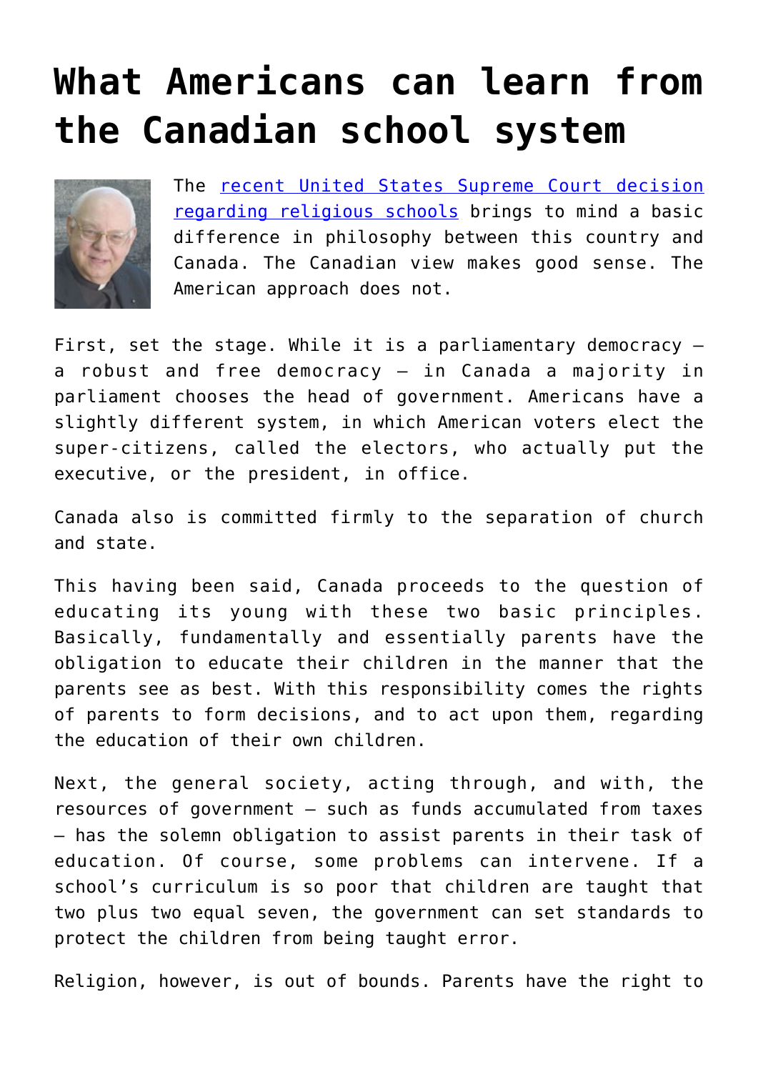# What Americans can learn from the Canadian school system

The [recent United States Supreme Court decision regarding religious schools](#) brings to mind a basic difference in philosophy between this country and Canada. The Canadian view makes good sense. The American approach does not.

First, set the stage. While it is a parliamentary democracy – a robust and free democracy – in Canada a majority in parliament chooses the head of government. Americans have a slightly different system, in which American voters elect the super-citizens, called the electors, who actually put the executive, or the president, in office.

Canada also is committed firmly to the separation of church and state.

This having been said, Canada proceeds to the question of educating its young with these two basic principles. Basically, fundamentally and essentially parents have the obligation to educate their children in the manner that the parents see as best. With this responsibility comes the rights of parents to form decisions, and to act upon them, regarding the education of their own children.

Next, the general society, acting through, and with, the resources of government – such as funds accumulated from taxes – has the solemn obligation to assist parents in their task of education. Of course, some problems can intervene. If a school's curriculum is so poor that children are taught that two plus two equal seven, the government can set standards to protect the children from being taught error.

Religion, however, is out of bounds. Parents have the right to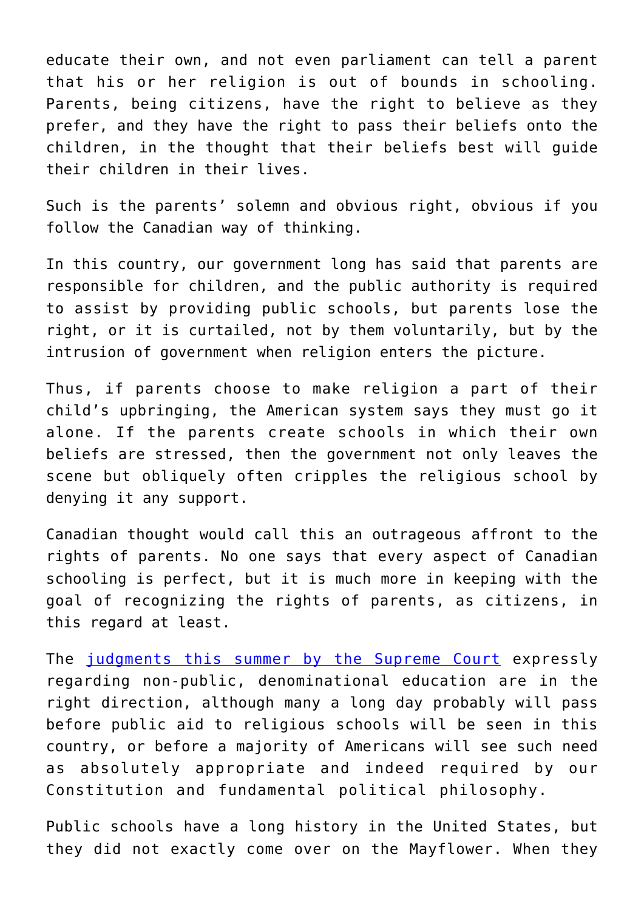educate their own, and not even parliament can tell a parent that his or her religion is out of bounds in schooling. Parents, being citizens, have the right to believe as they prefer, and they have the right to pass their beliefs onto the children, in the thought that their beliefs best will guide their children in their lives.

Such is the parents' solemn and obvious right, obvious if you follow the Canadian way of thinking.

In this country, our government long has said that parents are responsible for children, and the public authority is required to assist by providing public schools, but parents lose the right, or it is curtailed, not by them voluntarily, but by the intrusion of government when religion enters the picture.

Thus, if parents choose to make religion a part of their child's upbringing, the American system says they must go it alone. If the parents create schools in which their own beliefs are stressed, then the government not only leaves the scene but obliquely often cripples the religious school by denying it any support.

Canadian thought would call this an outrageous affront to the rights of parents. No one says that every aspect of Canadian schooling is perfect, but it is much more in keeping with the goal of recognizing the rights of parents, as citizens, in this regard at least.

The judgments this summer by the Supreme Court expressly regarding non-public, denominational education are in the right direction, although many a long day probably will pass before public aid to religious schools will be seen in this country, or before a majority of Americans will see such need as absolutely appropriate and indeed required by our Constitution and fundamental political philosophy.

Public schools have a long history in the United States, but they did not exactly come over on the Mayflower. When they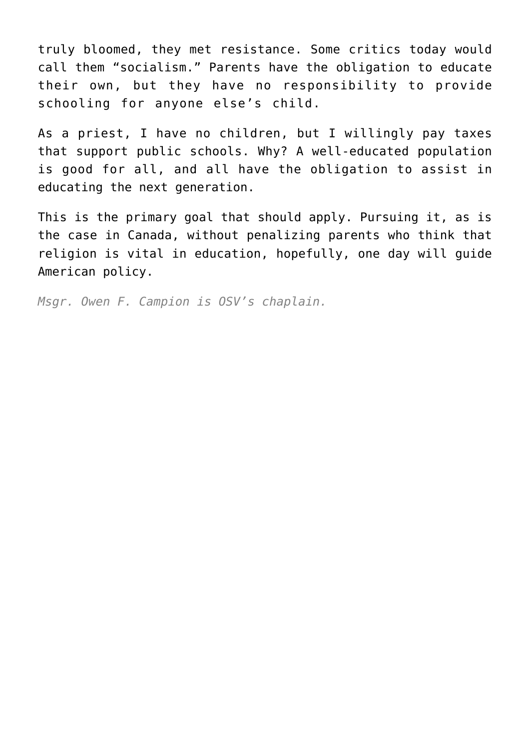truly bloomed, they met resistance. Some critics today would call them “socialism.” Parents have the obligation to educate their own, but they have no responsibility to provide schooling for anyone else’s child.

As a priest, I have no children, but I willingly pay taxes that support public schools. Why? A well-educated population is good for all, and all have the obligation to assist in educating the next generation.

This is the primary goal that should apply. Pursuing it, as is the case in Canada, without penalizing parents who think that religion is vital in education, hopefully, one day will guide American policy.

*Msgr. Owen F. Campion is OSV’s chaplain.*